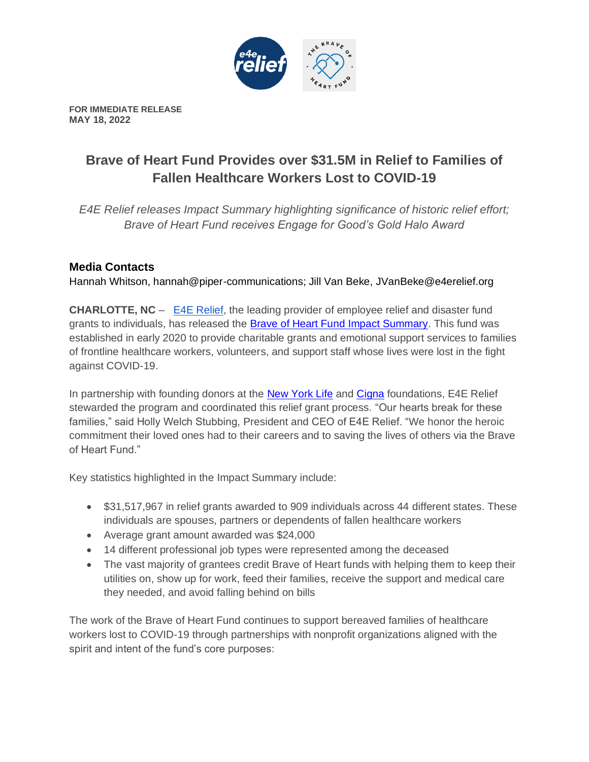**FOR IMMEDIATE RELEASE**
**MAY 18, 2022**

# Brave of Heart Fund Provides over $31.5M in Relief to Families of Fallen Healthcare Workers Lost to COVID-19

*E4E Relief releases Impact Summary highlighting significance of historic relief effort; Brave of Heart Fund receives Engage for Good's Gold Halo Award*

### Media Contacts

Hannah Whitson, hannah@piper-communications; Jill Van Beke, JVanBeke@e4erelief.org

**CHARLOTTE, NC** – E4E Relief, the leading provider of employee relief and disaster fund grants to individuals, has released the Brave of Heart Fund Impact Summary. This fund was established in early 2020 to provide charitable grants and emotional support services to families of frontline healthcare workers, volunteers, and support staff whose lives were lost in the fight against COVID-19.

In partnership with founding donors at the New York Life and Cigna foundations, E4E Relief stewarded the program and coordinated this relief grant process. "Our hearts break for these families," said Holly Welch Stubbing, President and CEO of E4E Relief. "We honor the heroic commitment their loved ones had to their careers and to saving the lives of others via the Brave of Heart Fund."

Key statistics highlighted in the Impact Summary include:

- $31,517,967 in relief grants awarded to 909 individuals across 44 different states. These individuals are spouses, partners or dependents of fallen healthcare workers
- Average grant amount awarded was $24,000
- 14 different professional job types were represented among the deceased
- The vast majority of grantees credit Brave of Heart funds with helping them to keep their utilities on, show up for work, feed their families, receive the support and medical care they needed, and avoid falling behind on bills

The work of the Brave of Heart Fund continues to support bereaved families of healthcare workers lost to COVID-19 through partnerships with nonprofit organizations aligned with the spirit and intent of the fund's core purposes: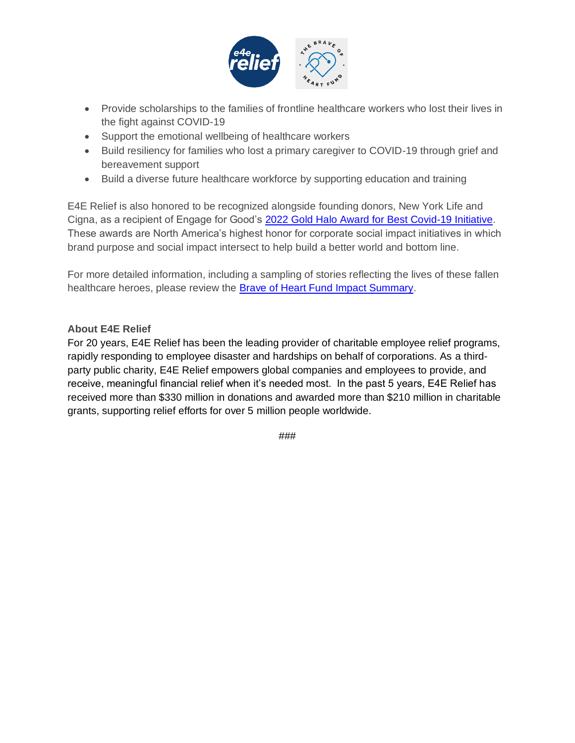- Provide scholarships to the families of frontline healthcare workers who lost their lives in the fight against COVID-19
- Support the emotional wellbeing of healthcare workers
- Build resiliency for families who lost a primary caregiver to COVID-19 through grief and bereavement support
- Build a diverse future healthcare workforce by supporting education and training

E4E Relief is also honored to be recognized alongside founding donors, New York Life and Cigna, as a recipient of Engage for Good's 2022 Gold Halo Award for Best Covid-19 Initiative. These awards are North America's highest honor for corporate social impact initiatives in which brand purpose and social impact intersect to help build a better world and bottom line.

For more detailed information, including a sampling of stories reflecting the lives of these fallen healthcare heroes, please review the Brave of Heart Fund Impact Summary.

**About E4E Relief**

For 20 years, E4E Relief has been the leading provider of charitable employee relief programs, rapidly responding to employee disaster and hardships on behalf of corporations. As a third-party public charity, E4E Relief empowers global companies and employees to provide, and receive, meaningful financial relief when it's needed most. In the past 5 years, E4E Relief has received more than $330 million in donations and awarded more than $210 million in charitable grants, supporting relief efforts for over 5 million people worldwide.

###